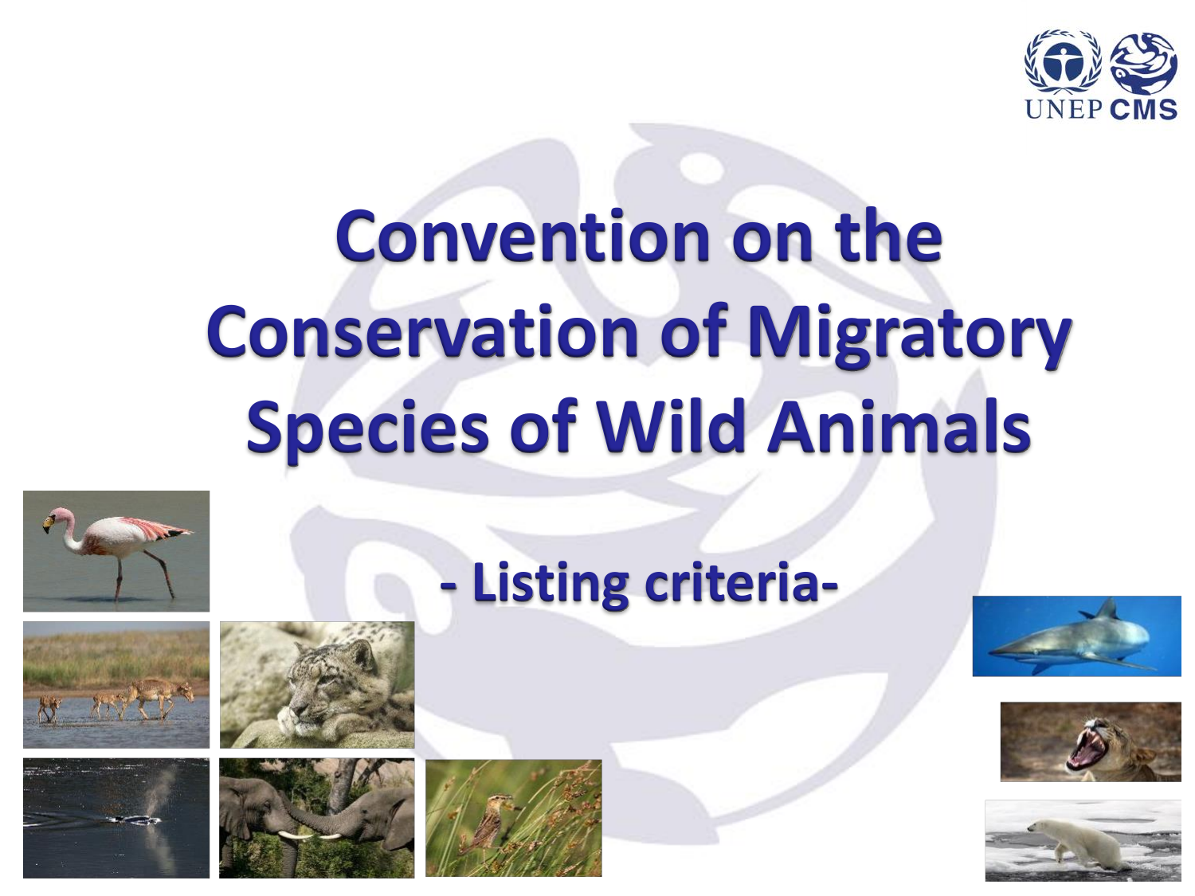# Convention on the Conservation of Migratory Species of Wild Animals

## - Listing criteria-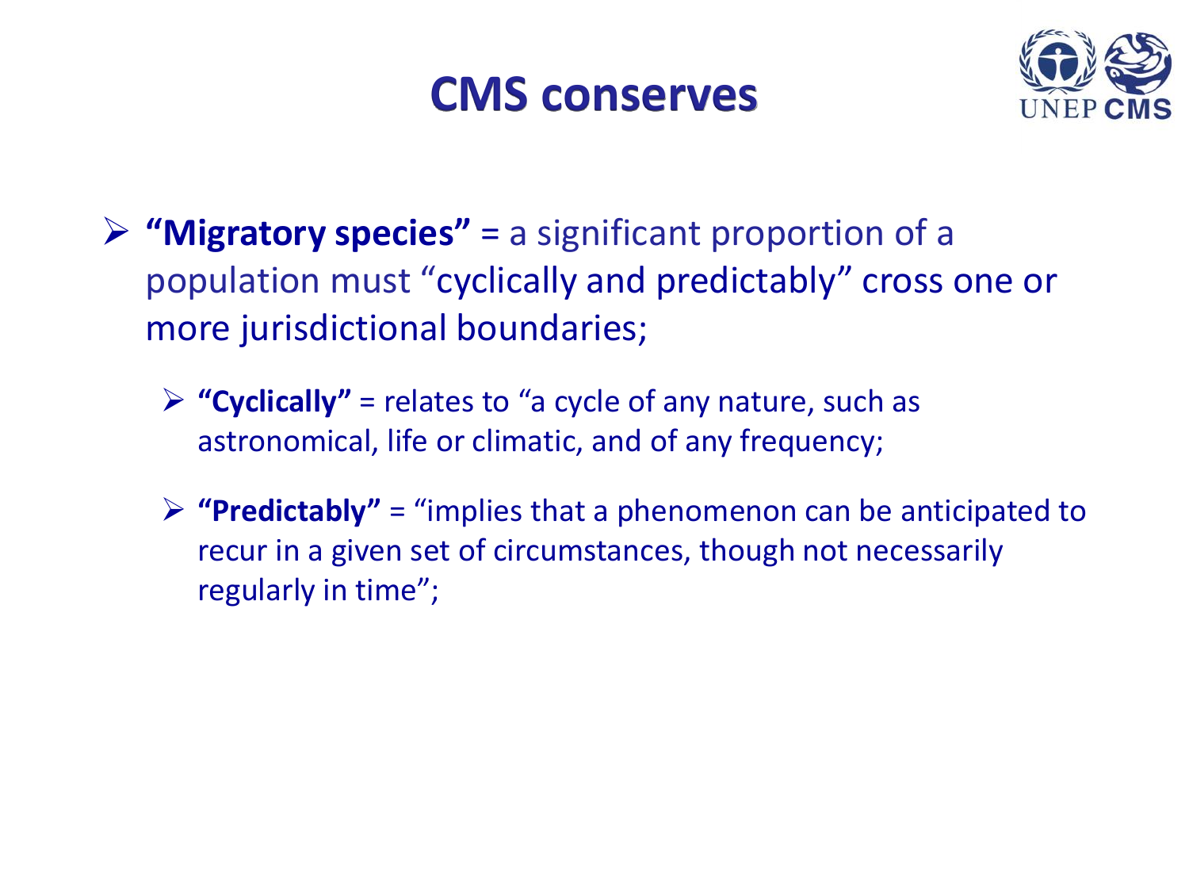# CMS conserves

- **"Migratory species"** = a significant proportion of a population must "cyclically and predictably" cross one or more jurisdictional boundaries;
  - **"Cyclically"** = relates to "a cycle of any nature, such as astronomical, life or climatic, and of any frequency;
  - **"Predictably"** = "implies that a phenomenon can be anticipated to recur in a given set of circumstances, though not necessarily regularly in time";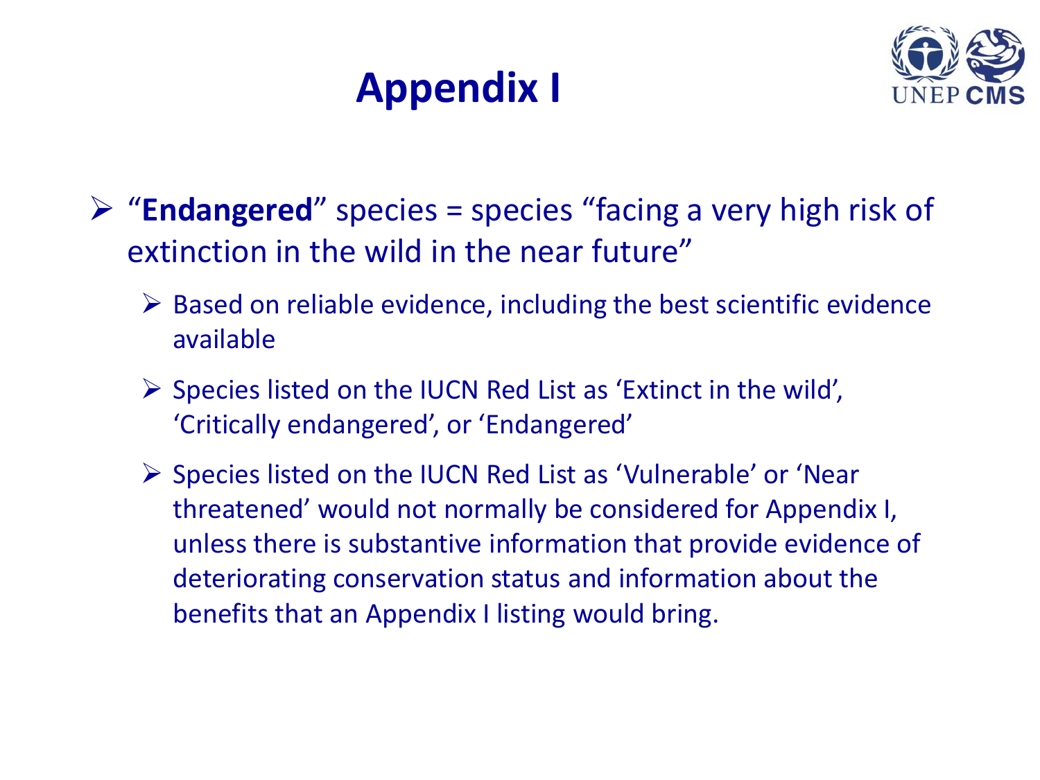# Appendix I

- “**Endangered**” species = species “facing a very high risk of extinction in the wild in the near future”
  - Based on reliable evidence, including the best scientific evidence available
  - Species listed on the IUCN Red List as ‘Extinct in the wild’, ‘Critically endangered’, or ‘Endangered’
  - Species listed on the IUCN Red List as ‘Vulnerable’ or ‘Near threatened’ would not normally be considered for Appendix I, unless there is substantive information that provide evidence of deteriorating conservation status and information about the benefits that an Appendix I listing would bring.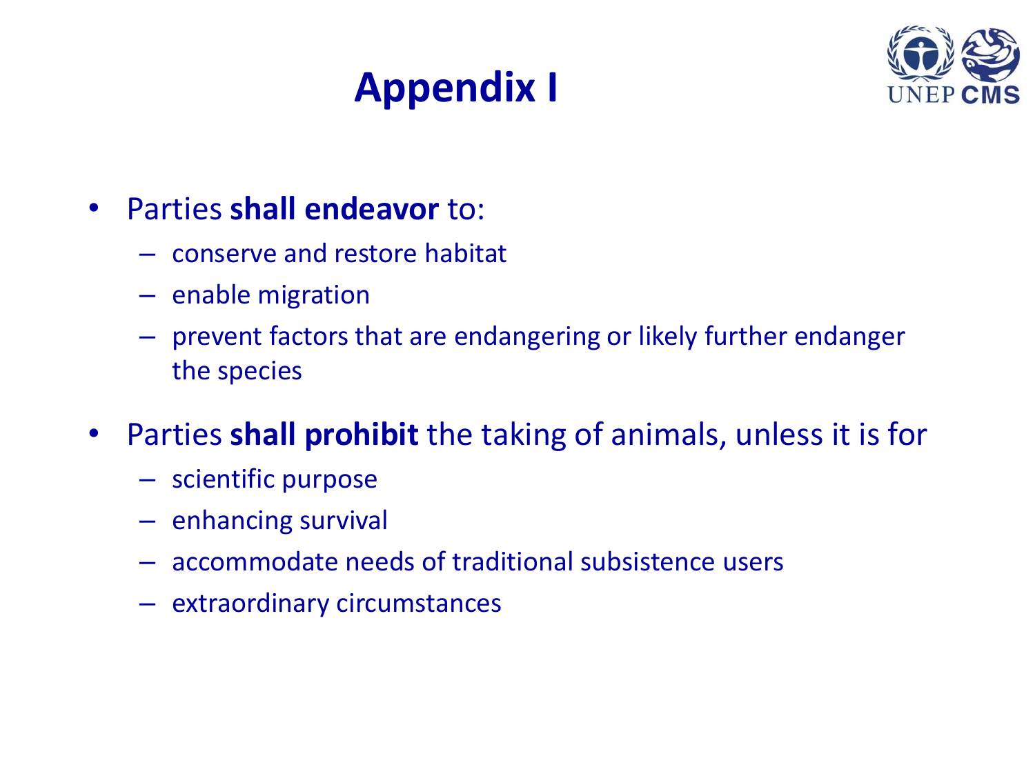# Appendix I

- Parties **shall endeavor** to:
  - conserve and restore habitat
  - enable migration
  - prevent factors that are endangering or likely further endanger the species
- Parties **shall prohibit** the taking of animals, unless it is for
  - scientific purpose
  - enhancing survival
  - accommodate needs of traditional subsistence users
  - extraordinary circumstances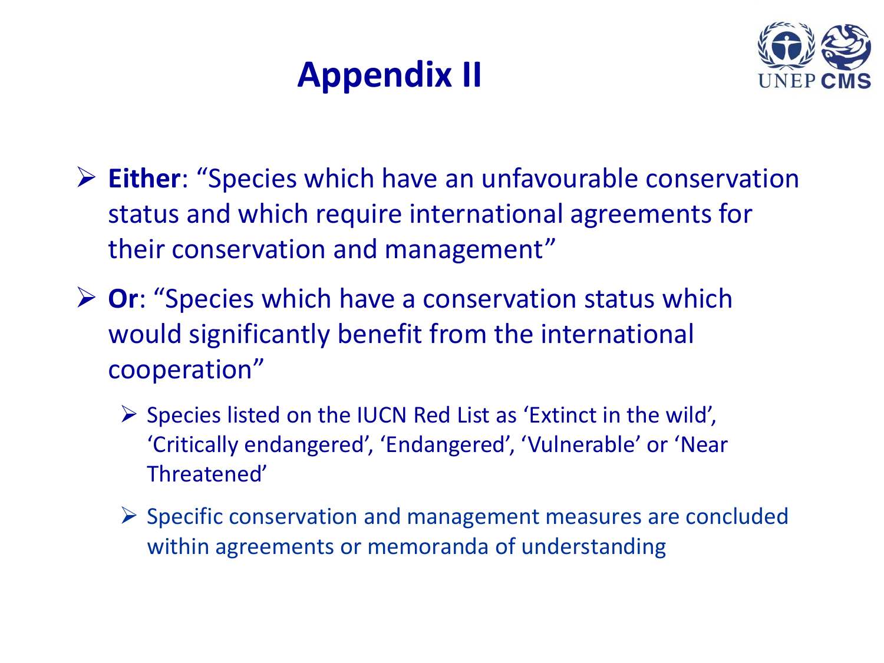# Appendix II

- **Either**: "Species which have an unfavourable conservation status and which require international agreements for their conservation and management"
- **Or**: "Species which have a conservation status which would significantly benefit from the international cooperation"
  - Species listed on the IUCN Red List as 'Extinct in the wild', 'Critically endangered', 'Endangered', 'Vulnerable' or 'Near Threatened'
  - Specific conservation and management measures are concluded within agreements or memoranda of understanding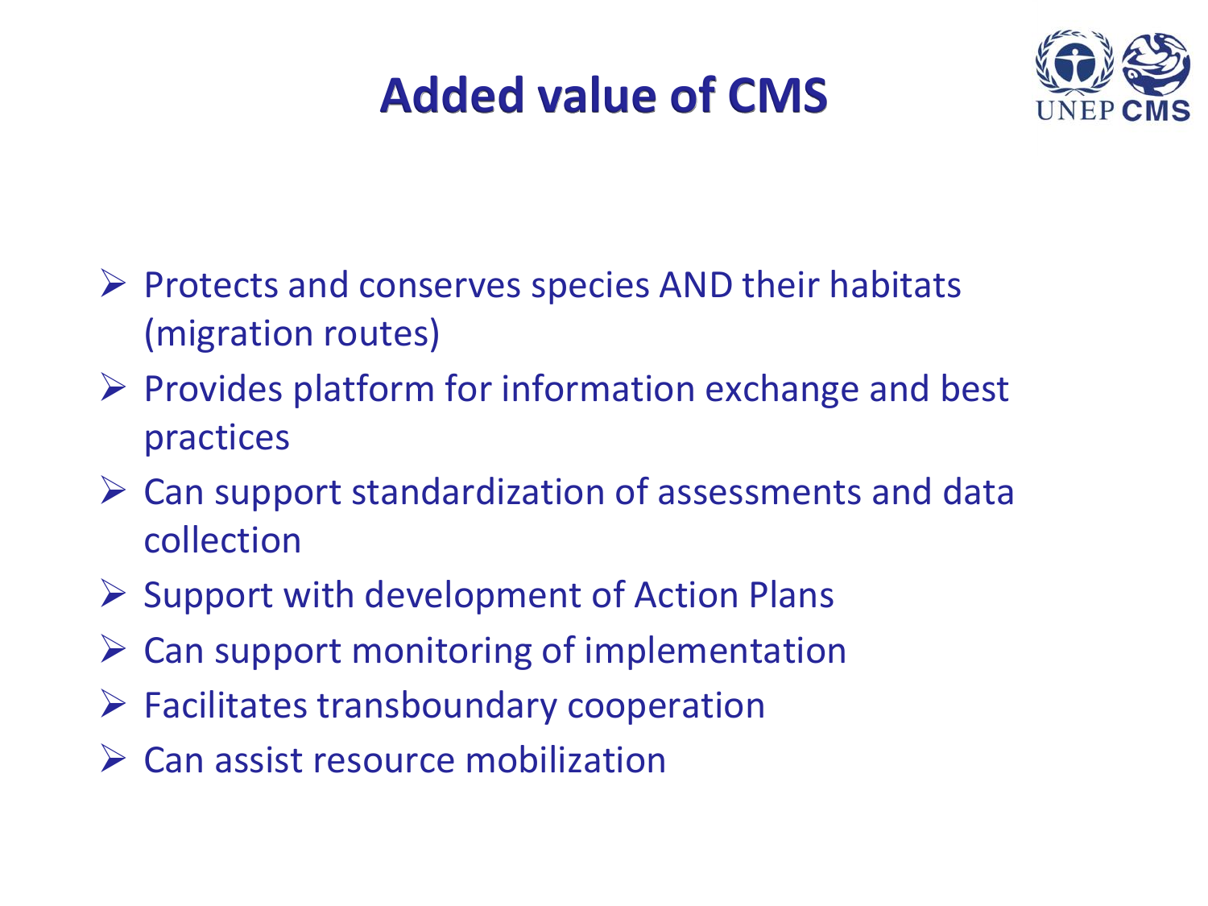# Added value of CMS

UNEP CMS

- Protects and conserves species AND their habitats (migration routes)
- Provides platform for information exchange and best practices
- Can support standardization of assessments and data collection
- Support with development of Action Plans
- Can support monitoring of implementation
- Facilitates transboundary cooperation
- Can assist resource mobilization